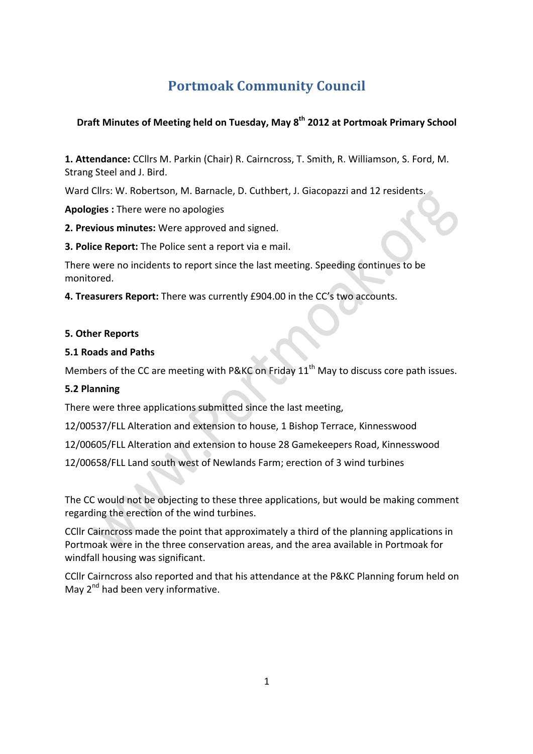# Portmoak Community Council

**Draft Minutes of Meeting held on Tuesday, May 8th 2012 at Portmoak Primary School**

**1. Attendance:** CCllrs M. Parkin (Chair) R. Cairncross, T. Smith, R. Williamson, S. Ford, M. Strang Steel and J. Bird.

Ward Cllrs: W. Robertson, M. Barnacle, D. Cuthbert, J. Giacopazzi and 12 residents.

**Apologies :** There were no apologies

**2. Previous minutes:** Were approved and signed.

**3. Police Report:** The Police sent a report via e mail.

There were no incidents to report since the last meeting. Speeding continues to be monitored.

**4. Treasurers Report:** There was currently £904.00 in the CC's two accounts.

**5. Other Reports**

**5.1 Roads and Paths**

Members of the CC are meeting with P&KC on Friday 11th May to discuss core path issues.

**5.2 Planning**

There were three applications submitted since the last meeting,

12/00537/FLL Alteration and extension to house, 1 Bishop Terrace, Kinnesswood

12/00605/FLL Alteration and extension to house 28 Gamekeepers Road, Kinnesswood

12/00658/FLL Land south west of Newlands Farm; erection of 3 wind turbines

The CC would not be objecting to these three applications, but would be making comment regarding the erection of the wind turbines.

CCllr Cairncross made the point that approximately a third of the planning applications in Portmoak were in the three conservation areas, and the area available in Portmoak for windfall housing was significant.

CCllr Cairncross also reported and that his attendance at the P&KC Planning forum held on May 2nd had been very informative.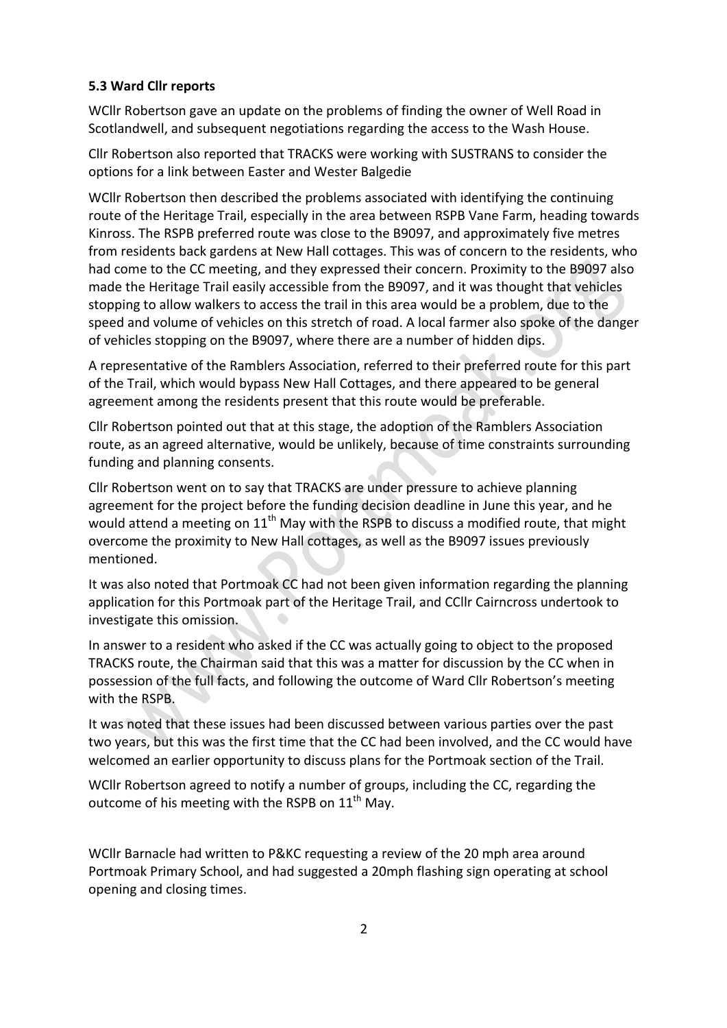**5.3 Ward Cllr reports**

WCllr Robertson gave an update on the problems of finding the owner of Well Road in Scotlandwell, and subsequent negotiations regarding the access to the Wash House.

Cllr Robertson also reported that TRACKS were working with SUSTRANS to consider the options for a link between Easter and Wester Balgedie

WCllr Robertson then described the problems associated with identifying the continuing route of the Heritage Trail, especially in the area between RSPB Vane Farm, heading towards Kinross. The RSPB preferred route was close to the B9097, and approximately five metres from residents back gardens at New Hall cottages. This was of concern to the residents, who had come to the CC meeting, and they expressed their concern. Proximity to the B9097 also made the Heritage Trail easily accessible from the B9097, and it was thought that vehicles stopping to allow walkers to access the trail in this area would be a problem, due to the speed and volume of vehicles on this stretch of road. A local farmer also spoke of the danger of vehicles stopping on the B9097, where there are a number of hidden dips.

A representative of the Ramblers Association, referred to their preferred route for this part of the Trail, which would bypass New Hall Cottages, and there appeared to be general agreement among the residents present that this route would be preferable.

Cllr Robertson pointed out that at this stage, the adoption of the Ramblers Association route, as an agreed alternative, would be unlikely, because of time constraints surrounding funding and planning consents.

Cllr Robertson went on to say that TRACKS are under pressure to achieve planning agreement for the project before the funding decision deadline in June this year, and he would attend a meeting on 11th May with the RSPB to discuss a modified route, that might overcome the proximity to New Hall cottages, as well as the B9097 issues previously mentioned.

It was also noted that Portmoak CC had not been given information regarding the planning application for this Portmoak part of the Heritage Trail, and CCllr Cairncross undertook to investigate this omission.

In answer to a resident who asked if the CC was actually going to object to the proposed TRACKS route, the Chairman said that this was a matter for discussion by the CC when in possession of the full facts, and following the outcome of Ward Cllr Robertson's meeting with the RSPB.

It was noted that these issues had been discussed between various parties over the past two years, but this was the first time that the CC had been involved, and the CC would have welcomed an earlier opportunity to discuss plans for the Portmoak section of the Trail.

WCllr Robertson agreed to notify a number of groups, including the CC, regarding the outcome of his meeting with the RSPB on 11th May.

WCllr Barnacle had written to P&KC requesting a review of the 20 mph area around Portmoak Primary School, and had suggested a 20mph flashing sign operating at school opening and closing times.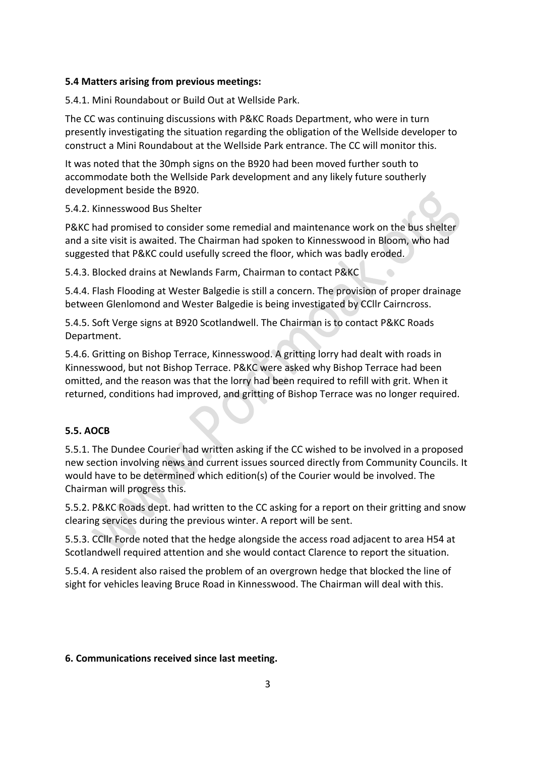**5.4 Matters arising from previous meetings:**

5.4.1. Mini Roundabout or Build Out at Wellside Park.

The CC was continuing discussions with P&KC Roads Department, who were in turn presently investigating the situation regarding the obligation of the Wellside developer to construct a Mini Roundabout at the Wellside Park entrance. The CC will monitor this.

It was noted that the 30mph signs on the B920 had been moved further south to accommodate both the Wellside Park development and any likely future southerly development beside the B920.

5.4.2. Kinnesswood Bus Shelter

P&KC had promised to consider some remedial and maintenance work on the bus shelter and a site visit is awaited. The Chairman had spoken to Kinnesswood in Bloom, who had suggested that P&KC could usefully screed the floor, which was badly eroded.

5.4.3. Blocked drains at Newlands Farm, Chairman to contact P&KC

5.4.4. Flash Flooding at Wester Balgedie is still a concern. The provision of proper drainage between Glenlomond and Wester Balgedie is being investigated by CCllr Cairncross.

5.4.5. Soft Verge signs at B920 Scotlandwell. The Chairman is to contact P&KC Roads Department.

5.4.6. Gritting on Bishop Terrace, Kinnesswood. A gritting lorry had dealt with roads in Kinnesswood, but not Bishop Terrace. P&KC were asked why Bishop Terrace had been omitted, and the reason was that the lorry had been required to refill with grit. When it returned, conditions had improved, and gritting of Bishop Terrace was no longer required.

**5.5. AOCB**

5.5.1. The Dundee Courier had written asking if the CC wished to be involved in a proposed new section involving news and current issues sourced directly from Community Councils. It would have to be determined which edition(s) of the Courier would be involved. The Chairman will progress this.

5.5.2. P&KC Roads dept. had written to the CC asking for a report on their gritting and snow clearing services during the previous winter. A report will be sent.

5.5.3. CCllr Forde noted that the hedge alongside the access road adjacent to area H54 at Scotlandwell required attention and she would contact Clarence to report the situation.

5.5.4. A resident also raised the problem of an overgrown hedge that blocked the line of sight for vehicles leaving Bruce Road in Kinnesswood. The Chairman will deal with this.

**6. Communications received since last meeting.**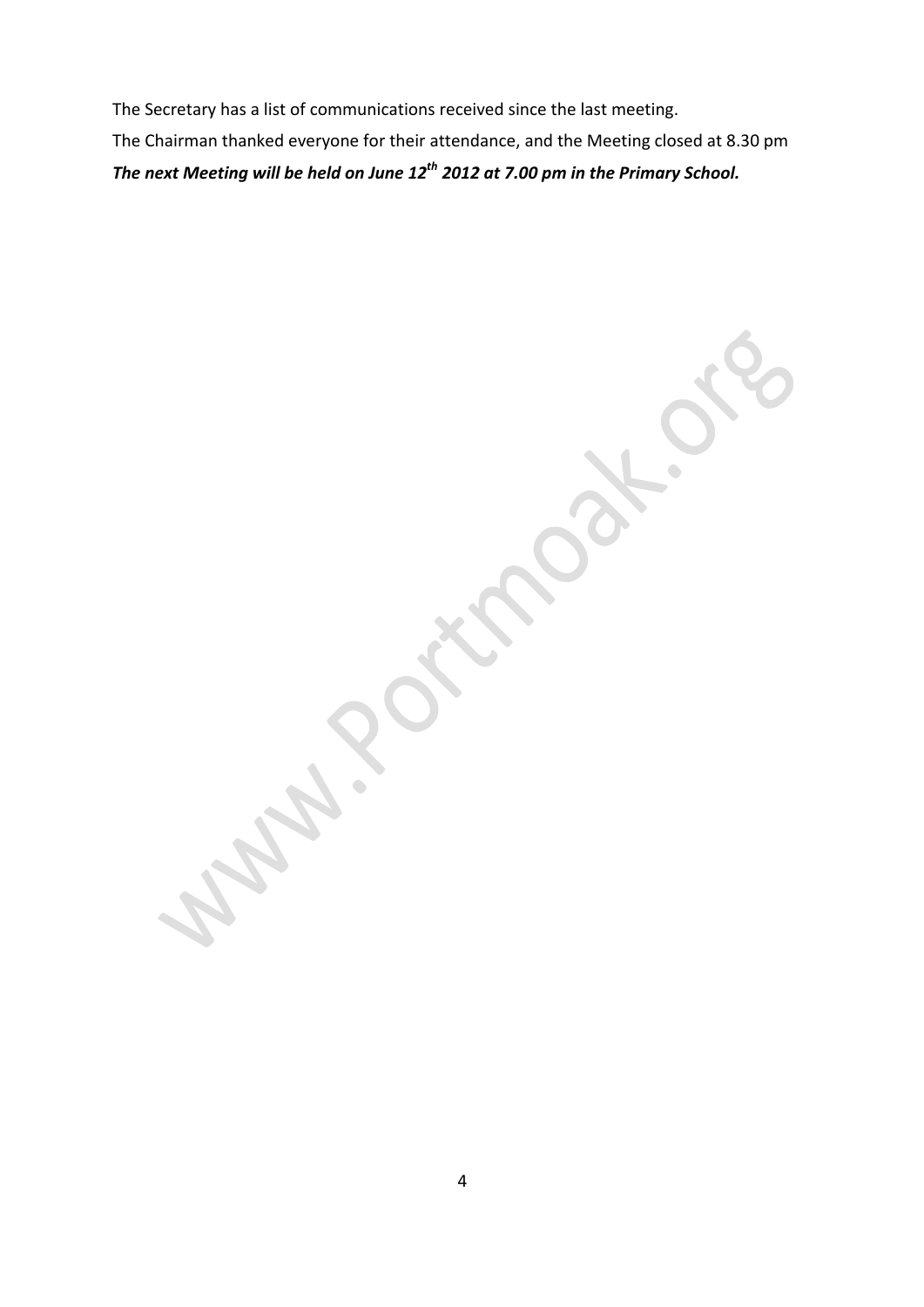The Secretary has a list of communications received since the last meeting.

The Chairman thanked everyone for their attendance, and the Meeting closed at 8.30 pm

***The next Meeting will be held on June 12th 2012 at 7.00 pm in the Primary School.***